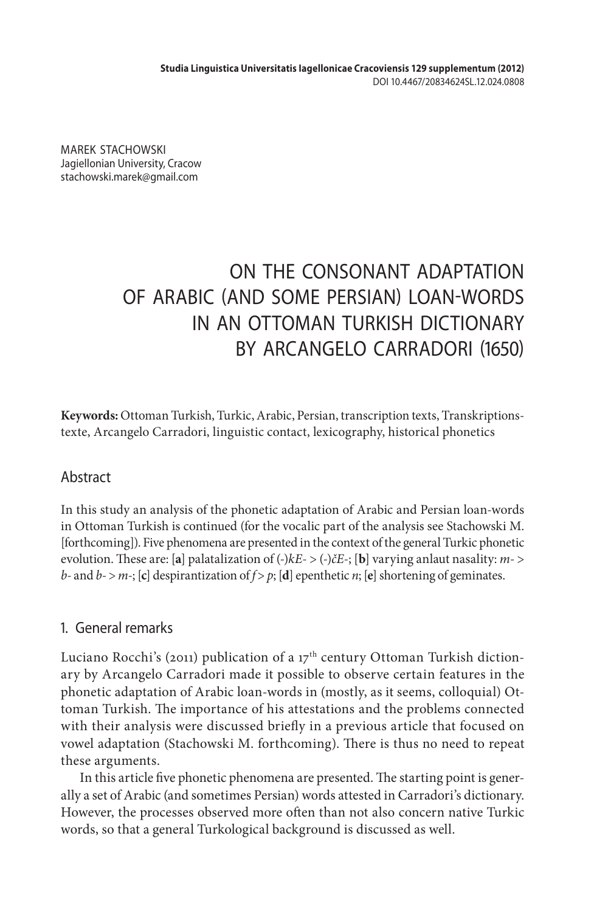MAREK STACHOWSKI
Jagiellonian University, Cracow
stachowski.marek@gmail.com

# ON THE CONSONANT ADAPTATION OF ARABIC (AND SOME PERSIAN) LOAN-WORDS IN AN OTTOMAN TURKISH DICTIONARY BY ARCANGELO CARRADORI (1650)

**Keywords:** Ottoman Turkish, Turkic, Arabic, Persian, transcription texts, Transkriptionstexte, Arcangelo Carradori, linguistic contact, lexicography, historical phonetics

## Abstract

In this study an analysis of the phonetic adaptation of Arabic and Persian loan-words in Ottoman Turkish is continued (for the vocalic part of the analysis see Stachowski M. [forthcoming]). Five phenomena are presented in the context of the general Turkic phonetic evolution. These are: [**a**] palatalization of (-)*kE*- > (-)*čE*-; [**b**] varying anlaut nasality: *m*- > *b*- and *b*- > *m*-; [**c**] despirantization of *f* > *p*; [**d**] epenthetic *n*; [**e**] shortening of geminates.

## 1. General remarks

Luciano Rocchi's (2011) publication of a 17th century Ottoman Turkish dictionary by Arcangelo Carradori made it possible to observe certain features in the phonetic adaptation of Arabic loan-words in (mostly, as it seems, colloquial) Ottoman Turkish. The importance of his attestations and the problems connected with their analysis were discussed briefly in a previous article that focused on vowel adaptation (Stachowski M. forthcoming). There is thus no need to repeat these arguments.

In this article five phonetic phenomena are presented. The starting point is generally a set of Arabic (and sometimes Persian) words attested in Carradori's dictionary. However, the processes observed more often than not also concern native Turkic words, so that a general Turkological background is discussed as well.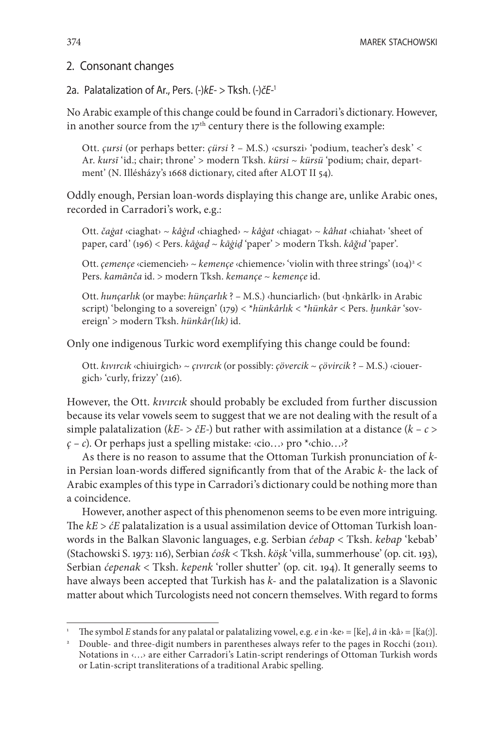## 2. Consonant changes

### 2a. Palatalization of Ar., Pers. (-)*kE*- > Tksh. (-)*čE*-[1]

No Arabic example of this change could be found in Carradori's dictionary. However, in another source from the 17th century there is the following example:

> Ott. *çursi* (or perhaps better: *çürsi* ? – M.S.) ‹csurszi› 'podium, teacher's desk' < Ar. *kursī* 'id.; chair; throne' > modern Tksh. *kürsi* ~ *kürsü* 'podium; chair, department' (N. Illésházy's 1668 dictionary, cited after ALOT II 54).

Oddly enough, Persian loan-words displaying this change are, unlike Arabic ones, recorded in Carradori's work, e.g.:

> Ott. *čaġat* ‹ciaghat› ~ *kâġıd* ‹chiaghed› ~ *kâġat* ‹chiagat› ~ *kâhat* ‹chiahat› 'sheet of paper, card' (196) < Pers. *kāġaḏ* ~ *kāġiḏ* 'paper' > modern Tksh. *kâğıd* 'paper'.
>
> Ott. *çemençe* ‹ciemencieh› ~ *kemençe* ‹chiemence› 'violin with three strings' (104)[2] < Pers. *kamānča* id. > modern Tksh. *kemançe* ~ *kemençe* id.
>
> Ott. *hunçarlık* (or maybe: *hünçarlık* ? – M.S.) ‹hunciarlich› (but ‹ḫnkārlk› in Arabic script) 'belonging to a sovereign' (179) < \**hünkârlık* < \**hünkâr* < Pers. *ḫunkār* 'sovereign' > modern Tksh. *hünkâr(lık)* id.

Only one indigenous Turkic word exemplifying this change could be found:

> Ott. *kıvırcık* ‹chiuirgich› ~ *çıvırcık* (or possibly: *çövercik* ~ *çövircik* ? – M.S.) ‹ciouergich› 'curly, frizzy' (216).

However, the Ott. *kıvırcık* should probably be excluded from further discussion because its velar vowels seem to suggest that we are not dealing with the result of a simple palatalization (*kE*- > *čE*-) but rather with assimilation at a distance (*k – c* > *ç – c*). Or perhaps just a spelling mistake: ‹cio…› pro \*‹chio…›?

As there is no reason to assume that the Ottoman Turkish pronunciation of *k*- in Persian loan-words differed significantly from that of the Arabic *k*- the lack of Arabic examples of this type in Carradori's dictionary could be nothing more than a coincidence.

However, another aspect of this phenomenon seems to be even more intriguing. The *kE* > *ćE* palatalization is a usual assimilation device of Ottoman Turkish loan-words in the Balkan Slavonic languages, e.g. Serbian *ćebap* < Tksh. *kebap* 'kebab' (Stachowski S. 1973: 116), Serbian *ćośk* < Tksh. *köşk* 'villa, summerhouse' (op. cit. 193), Serbian *ćepenak* < Tksh. *kepenk* 'roller shutter' (op. cit. 194). It generally seems to have always been accepted that Turkish has *k*- and the palatalization is a Slavonic matter about which Turcologists need not concern themselves. With regard to forms

---

[1] The symbol *E* stands for any palatal or palatalizing vowel, e.g. *e* in ‹ke› = [ḱe], *â* in ‹kâ› = [ḱa(:)].

[2] Double- and three-digit numbers in parentheses always refer to the pages in Rocchi (2011). Notations in ‹…› are either Carradori's Latin-script renderings of Ottoman Turkish words or Latin-script transliterations of a traditional Arabic spelling.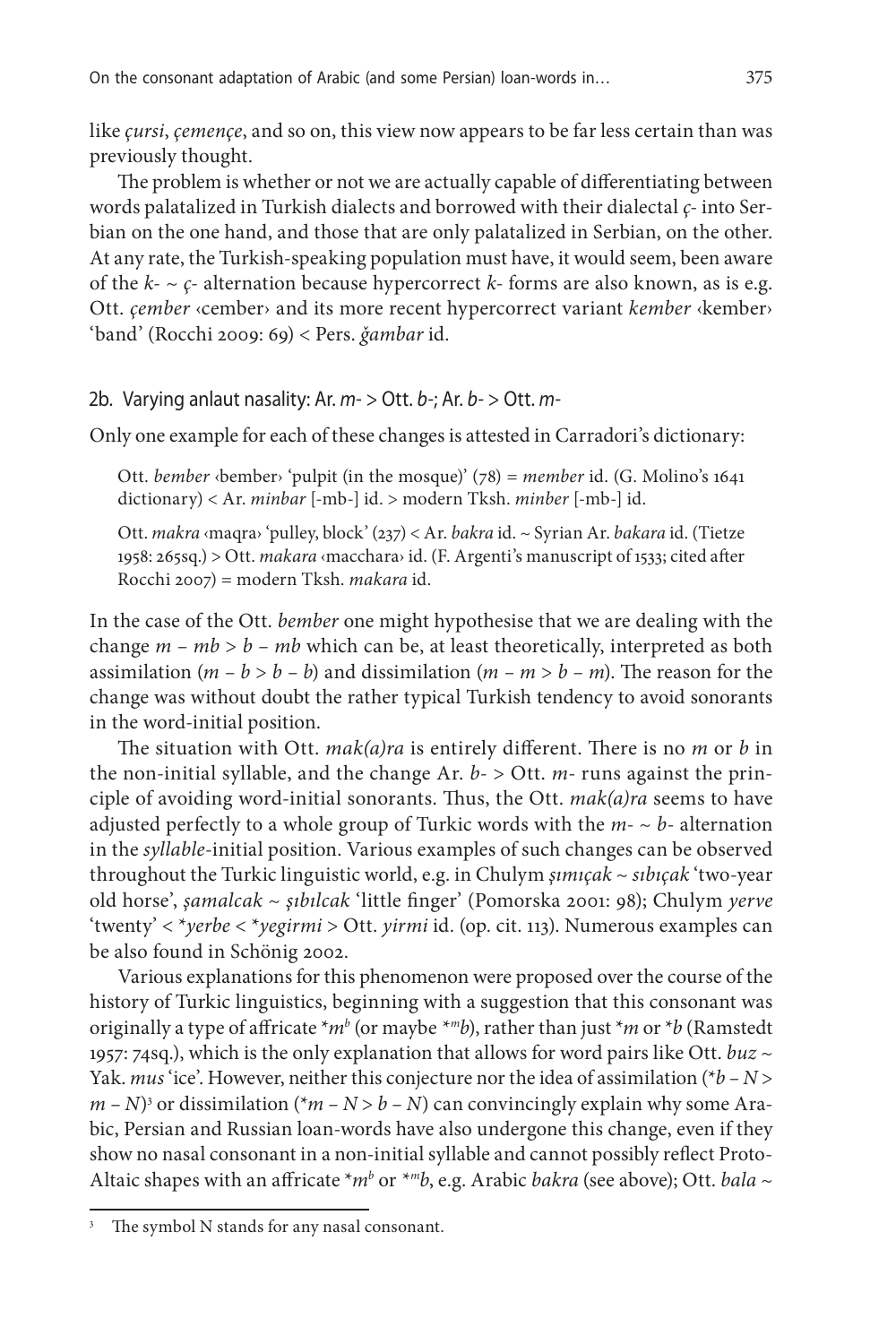like *çursi*, *çemençe*, and so on, this view now appears to be far less certain than was previously thought.

The problem is whether or not we are actually capable of differentiating between words palatalized in Turkish dialects and borrowed with their dialectal *ç-* into Serbian on the one hand, and those that are only palatalized in Serbian, on the other. At any rate, the Turkish-speaking population must have, it would seem, been aware of the *k-* ~ *ç-* alternation because hypercorrect *k-* forms are also known, as is e.g. Ott. *çember* ‹cember› and its more recent hypercorrect variant *kember* ‹kember› 'band' (Rocchi 2009: 69) < Pers. *ǧambar* id.

## 2b. Varying anlaut nasality: Ar. *m-* > Ott. *b-*; Ar. *b-* > Ott. *m-*

Only one example for each of these changes is attested in Carradori's dictionary:

> Ott. *bember* ‹bember› 'pulpit (in the mosque)' (78) = *member* id. (G. Molino's 1641 dictionary) < Ar. *minbar* [-mb-] id. > modern Tksh. *minber* [-mb-] id.
>
> Ott. *makra* ‹maqra› 'pulley, block' (237) < Ar. *bakra* id. ~ Syrian Ar. *bakara* id. (Tietze 1958: 265sq.) > Ott. *makara* ‹macchara› id. (F. Argenti's manuscript of 1533; cited after Rocchi 2007) = modern Tksh. *makara* id.

In the case of the Ott. *bember* one might hypothesise that we are dealing with the change *m – mb* > *b – mb* which can be, at least theoretically, interpreted as both assimilation (*m – b* > *b – b*) and dissimilation (*m – m* > *b – m*). The reason for the change was without doubt the rather typical Turkish tendency to avoid sonorants in the word-initial position.

The situation with Ott. *mak(a)ra* is entirely different. There is no *m* or *b* in the non-initial syllable, and the change Ar. *b-* > Ott. *m-* runs against the principle of avoiding word-initial sonorants. Thus, the Ott. *mak(a)ra* seems to have adjusted perfectly to a whole group of Turkic words with the *m-* ~ *b-* alternation in the *syllable*-initial position. Various examples of such changes can be observed throughout the Turkic linguistic world, e.g. in Chulym *şımıçak* ~ *sıbıçak* 'two-year old horse', *şamalcak* ~ *şıbılcak* 'little finger' (Pomorska 2001: 98); Chulym *yerve* 'twenty' < \**yerbe* < \**yegirmi* > Ott. *yirmi* id. (op. cit. 113). Numerous examples can be also found in Schönig 2002.

Various explanations for this phenomenon were proposed over the course of the history of Turkic linguistics, beginning with a suggestion that this consonant was originally a type of affricate \*$m^b$ (or maybe \*$^m b$), rather than just \**m* or \**b* (Ramstedt 1957: 74sq.), which is the only explanation that allows for word pairs like Ott. *buz* ~ Yak. *mus* 'ice'. However, neither this conjecture nor the idea of assimilation (\**b – N* > *m – N*)[3] or dissimilation (\**m – N* > *b – N*) can convincingly explain why some Arabic, Persian and Russian loan-words have also undergone this change, even if they show no nasal consonant in a non-initial syllable and cannot possibly reflect Proto-Altaic shapes with an affricate \*$m^b$ or \*$^m b$, e.g. Arabic *bakra* (see above); Ott. *bala* ~

[3] The symbol N stands for any nasal consonant.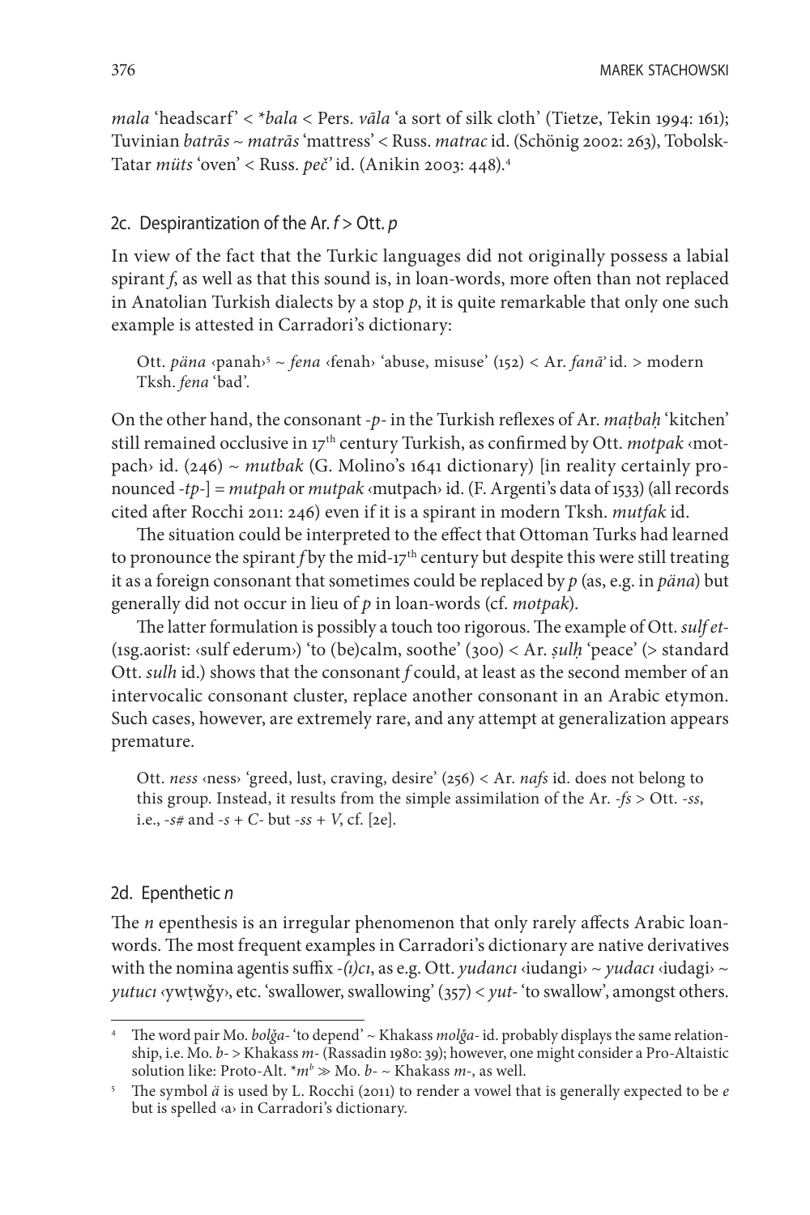*mala* 'headscarf' < *\*bala* < Pers. *vāla* 'a sort of silk cloth' (Tietze, Tekin 1994: 161); Tuvinian *batrās* ~ *matrās* 'mattress' < Russ. *matrac* id. (Schönig 2002: 263), Tobolsk-Tatar *müts* 'oven' < Russ. *peč'* id. (Anikin 2003: 448).[4]

## 2c. Despirantization of the Ar. *f* > Ott. *p*

In view of the fact that the Turkic languages did not originally possess a labial spirant *f*, as well as that this sound is, in loan-words, more often than not replaced in Anatolian Turkish dialects by a stop *p*, it is quite remarkable that only one such example is attested in Carradori's dictionary:

> Ott. *päna* ‹panah›[5] ~ *fena* ‹fenah› 'abuse, misuse' (152) < Ar. *fanā'* id. > modern Tksh. *fena* 'bad'.

On the other hand, the consonant *-p-* in the Turkish reflexes of Ar. *maṭbaḫ* 'kitchen' still remained occlusive in 17th century Turkish, as confirmed by Ott. *motpak* ‹motpach› id. (246) ~ *mutbak* (G. Molino's 1641 dictionary) [in reality certainly pronounced *-tp-*] = *mutpah* or *mutpak* ‹mutpach› id. (F. Argenti's data of 1533) (all records cited after Rocchi 2011: 246) even if it is a spirant in modern Tksh. *mutfak* id.

The situation could be interpreted to the effect that Ottoman Turks had learned to pronounce the spirant *f* by the mid-17th century but despite this were still treating it as a foreign consonant that sometimes could be replaced by *p* (as, e.g. in *päna*) but generally did not occur in lieu of *p* in loan-words (cf. *motpak*).

The latter formulation is possibly a touch too rigorous. The example of Ott. *sulf et-* (1sg.aorist: ‹sulf ederum›) 'to (be)calm, soothe' (300) < Ar. *ṣulḥ* 'peace' (> standard Ott. *sulh* id.) shows that the consonant *f* could, at least as the second member of an intervocalic consonant cluster, replace another consonant in an Arabic etymon. Such cases, however, are extremely rare, and any attempt at generalization appears premature.

> Ott. *ness* ‹ness› 'greed, lust, craving, desire' (256) < Ar. *nafs* id. does not belong to this group. Instead, it results from the simple assimilation of the Ar. *-fs* > Ott. *-ss*, i.e., *-s#* and *-s + C-* but *-ss + V*, cf. [2e].

## 2d. Epenthetic *n*

The *n* epenthesis is an irregular phenomenon that only rarely affects Arabic loan-words. The most frequent examples in Carradori's dictionary are native derivatives with the nomina agentis suffix *-(ı)cı*, as e.g. Ott. *yudancı* ‹iudangi› ~ *yudacı* ‹iudagi› ~ *yutucı* ‹ywṭwǧy›, etc. 'swallower, swallowing' (357) < *yut-* 'to swallow', amongst others.

---

[4] The word pair Mo. *bolǧa-* 'to depend' ~ Khakass *molǧa-* id. probably displays the same relationship, i.e. Mo. *b-* > Khakass *m-* (Rassadin 1980: 39); however, one might consider a Pro-Altaistic solution like: Proto-Alt. $*m^{b}$ ≫ Mo. *b-* ~ Khakass *m-*, as well.

[5] The symbol *ä* is used by L. Rocchi (2011) to render a vowel that is generally expected to be *e* but is spelled ‹a› in Carradori's dictionary.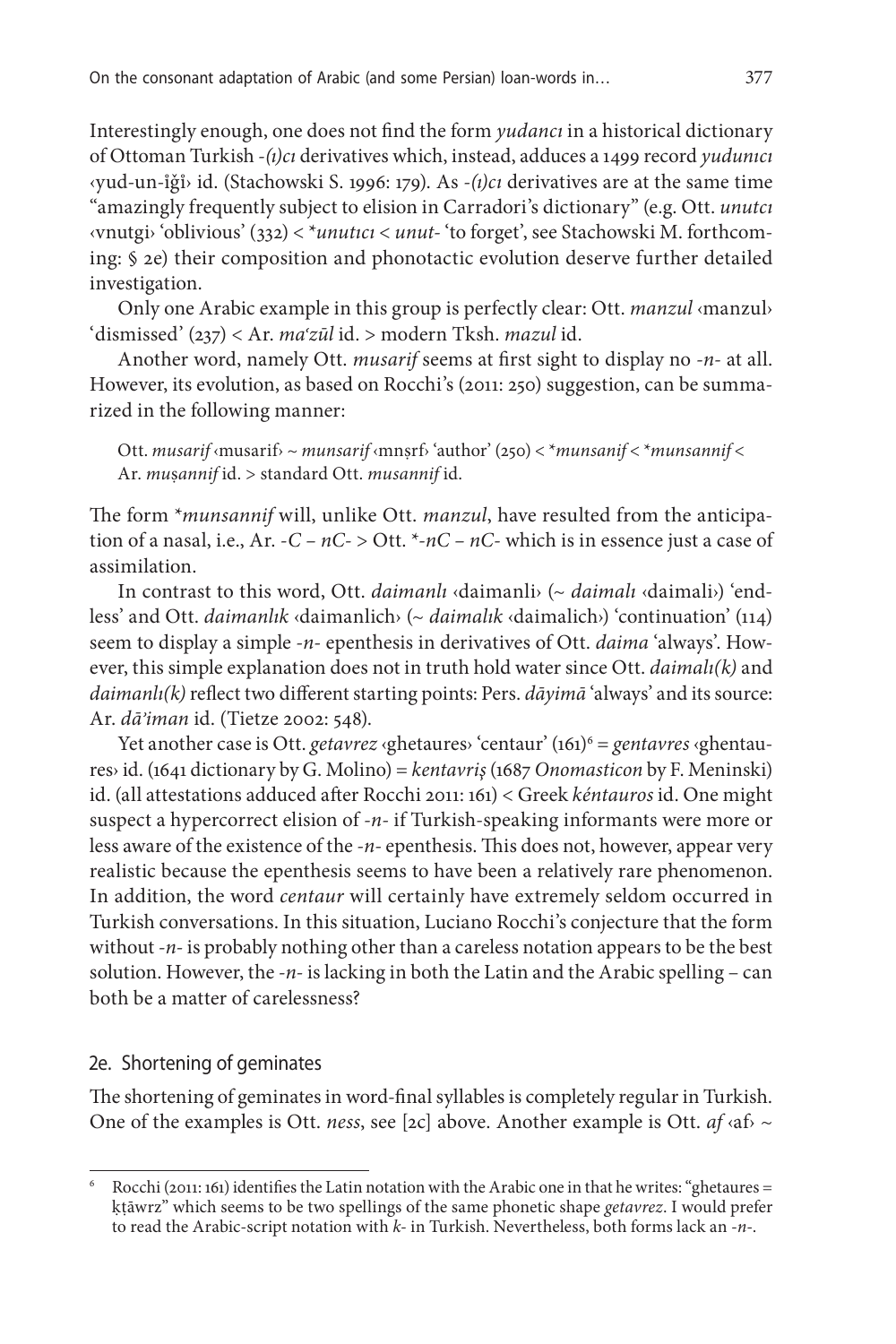Interestingly enough, one does not find the form *yudancı* in a historical dictionary of Ottoman Turkish *-(ı)cı* derivatives which, instead, adduces a 1499 record *yudunıcı* ‹yud-un-ı̊ǧı̊› id. (Stachowski S. 1996: 179). As *-(ı)cı* derivatives are at the same time "amazingly frequently subject to elision in Carradori's dictionary" (e.g. Ott. *unutcı* ‹vnutgi› 'oblivious' (332) < *\*unutıcı* < *unut-* 'to forget', see Stachowski M. forthcoming: § 2e) their composition and phonotactic evolution deserve further detailed investigation.

Only one Arabic example in this group is perfectly clear: Ott. *manzul* ‹manzul› 'dismissed' (237) < Ar. *maʻzūl* id. > modern Tksh. *mazul* id.

Another word, namely Ott. *musarif* seems at first sight to display no *-n-* at all. However, its evolution, as based on Rocchi's (2011: 250) suggestion, can be summarized in the following manner:

Ott. *musarif* ‹musarif› ~ *munsarif* ‹mnṣrf› 'author' (250) < *\*munsanif* < *\*munsannif* < Ar. *muṣannif* id. > standard Ott. *musannif* id.

The form *\*munsannif* will, unlike Ott. *manzul*, have resulted from the anticipation of a nasal, i.e., Ar. *-C – nC-* > Ott. *\*-nC – nC-* which is in essence just a case of assimilation.

In contrast to this word, Ott. *daimanlı* ‹daimanli› (~ *daimalı* ‹daimali›) 'endless' and Ott. *daimanlık* ‹daimanlich› (~ *daimalık* ‹daimalich›) 'continuation' (114) seem to display a simple *-n-* epenthesis in derivatives of Ott. *daima* 'always'. However, this simple explanation does not in truth hold water since Ott. *daimalı(k)* and *daimanlı(k)* reflect two different starting points: Pers. *dāyimā* 'always' and its source: Ar. *dā'iman* id. (Tietze 2002: 548).

Yet another case is Ott. *getavrez* ‹ghetaures› 'centaur' (161)[6] = *gentavres* ‹ghentaures› id. (1641 dictionary by G. Molino) = *kentavriş* (1687 *Onomasticon* by F. Meninski) id. (all attestations adduced after Rocchi 2011: 161) < Greek *kéntauros* id. One might suspect a hypercorrect elision of *-n-* if Turkish-speaking informants were more or less aware of the existence of the *-n-* epenthesis. This does not, however, appear very realistic because the epenthesis seems to have been a relatively rare phenomenon. In addition, the word *centaur* will certainly have extremely seldom occurred in Turkish conversations. In this situation, Luciano Rocchi's conjecture that the form without *-n-* is probably nothing other than a careless notation appears to be the best solution. However, the *-n-* is lacking in both the Latin and the Arabic spelling – can both be a matter of carelessness?

## 2e. Shortening of geminates

The shortening of geminates in word-final syllables is completely regular in Turkish. One of the examples is Ott. *ness*, see [2c] above. Another example is Ott. *af* ‹af› ~

---

[6] Rocchi (2011: 161) identifies the Latin notation with the Arabic one in that he writes: "ghetaures = ḳṭāwrz" which seems to be two spellings of the same phonetic shape *getavrez*. I would prefer to read the Arabic-script notation with *k-* in Turkish. Nevertheless, both forms lack an *-n-*.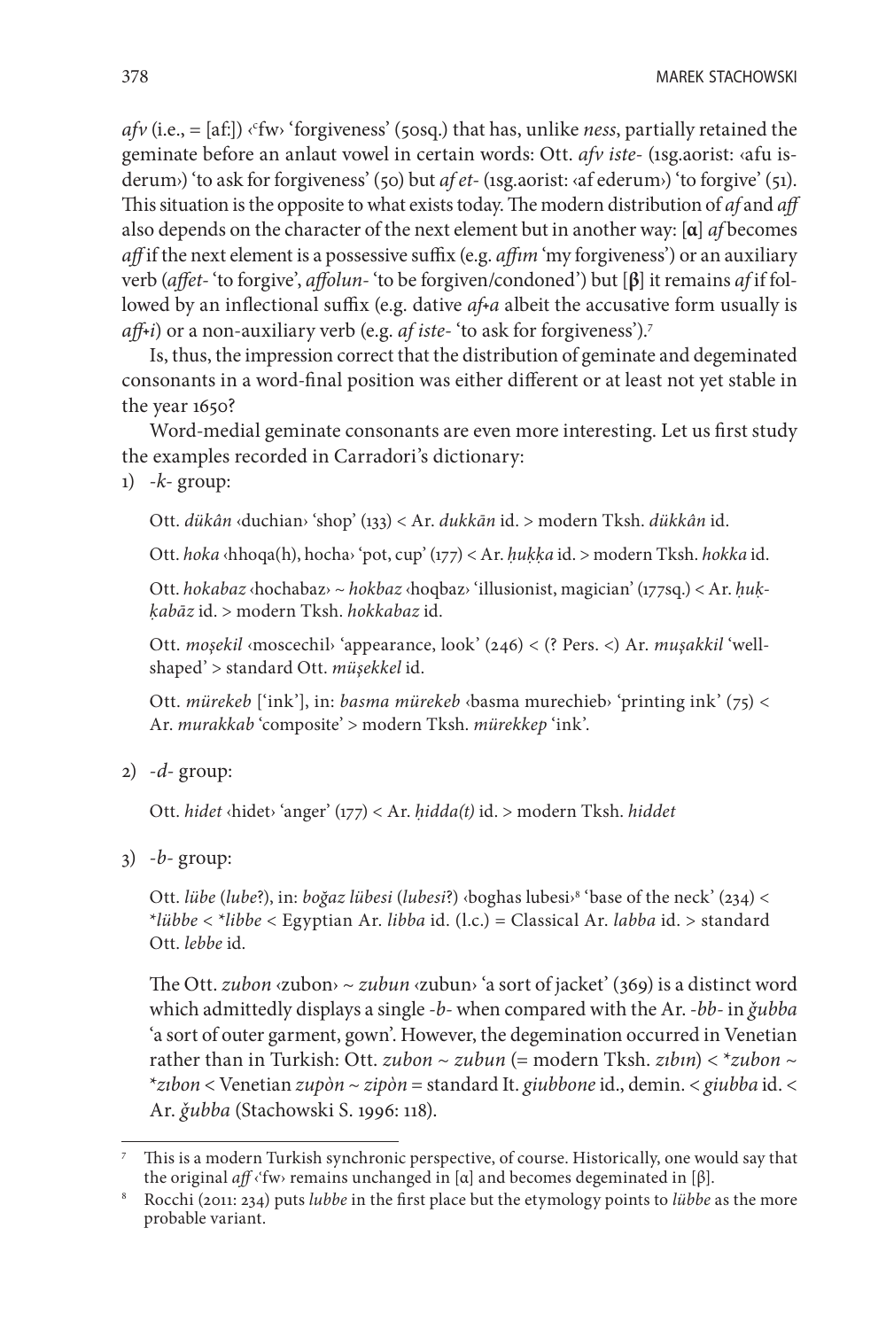*afv* (i.e., = [af:]) ‹ʿfw› 'forgiveness' (50sq.) that has, unlike *ness*, partially retained the geminate before an anlaut vowel in certain words: Ott. *afv iste-* (1sg.aorist: ‹afu isderum›) 'to ask for forgiveness' (50) but *af et-* (1sg.aorist: ‹af ederum›) 'to forgive' (51). This situation is the opposite to what exists today. The modern distribution of *af* and *aff* also depends on the character of the next element but in another way: [**α**] *af* becomes *aff* if the next element is a possessive suffix (e.g. *affım* 'my forgiveness') or an auxiliary verb (*affet-* 'to forgive', *affolun-* 'to be forgiven/condoned') but [**β**] it remains *af* if followed by an inflectional suffix (e.g. dative *af+a* albeit the accusative form usually is *aff+i*) or a non-auxiliary verb (e.g. *af iste-* 'to ask for forgiveness').[7]

Is, thus, the impression correct that the distribution of geminate and degeminated consonants in a word-final position was either different or at least not yet stable in the year 1650?

Word-medial geminate consonants are even more interesting. Let us first study the examples recorded in Carradori's dictionary:

1) *-k-* group:

Ott. *dükân* ‹duchian› 'shop' (133) < Ar. *dukkān* id. > modern Tksh. *dükkân* id.

Ott. *hoka* ‹hhoqa(h), hocha› 'pot, cup' (177) < Ar. *ḥuḳḳa* id. > modern Tksh. *hokka* id.

Ott. *hokabaz* ‹hochabaz› ~ *hokbaz* ‹hoqbaz› 'illusionist, magician' (177sq.) < Ar. *ḥuḳḳabāz* id. > modern Tksh. *hokkabaz* id.

Ott. *moşekil* ‹moscechil› 'appearance, look' (246) < (? Pers. <) Ar. *muṣakkil* 'well-shaped' > standard Ott. *müşekkel* id.

Ott. *mürekeb* ['ink'], in: *basma mürekeb* ‹basma murechieb› 'printing ink' (75) < Ar. *murakkab* 'composite' > modern Tksh. *mürekkep* 'ink'.

2) *-d-* group:

Ott. *hidet* ‹hidet› 'anger' (177) < Ar. *ḥidda(t)* id. > modern Tksh. *hiddet*

3) *-b-* group:

Ott. *lübe* (*lube*?), in: *boğaz lübesi* (*lubesi*?) ‹boghas lubesi›[8] 'base of the neck' (234) < *\*lübbe* < *\*libbe* < Egyptian Ar. *libba* id. (l.c.) = Classical Ar. *labba* id. > standard Ott. *lebbe* id.

The Ott. *zubon* ‹zubon› ~ *zubun* ‹zubun› 'a sort of jacket' (369) is a distinct word which admittedly displays a single *-b-* when compared with the Ar. *-bb-* in *ǧubba* 'a sort of outer garment, gown'. However, the degemination occurred in Venetian rather than in Turkish: Ott. *zubon* ~ *zubun* (= modern Tksh. *zıbın*) < *\*zubon* ~ *\*zıbon* < Venetian *zupòn* ~ *zipòn* = standard It. *giubbone* id., demin. < *giubba* id. < Ar. *ǧubba* (Stachowski S. 1996: 118).

---

[7] This is a modern Turkish synchronic perspective, of course. Historically, one would say that the original *aff* ‹ʿfw› remains unchanged in [α] and becomes degeminated in [β].

[8] Rocchi (2011: 234) puts *lubbe* in the first place but the etymology points to *lübbe* as the more probable variant.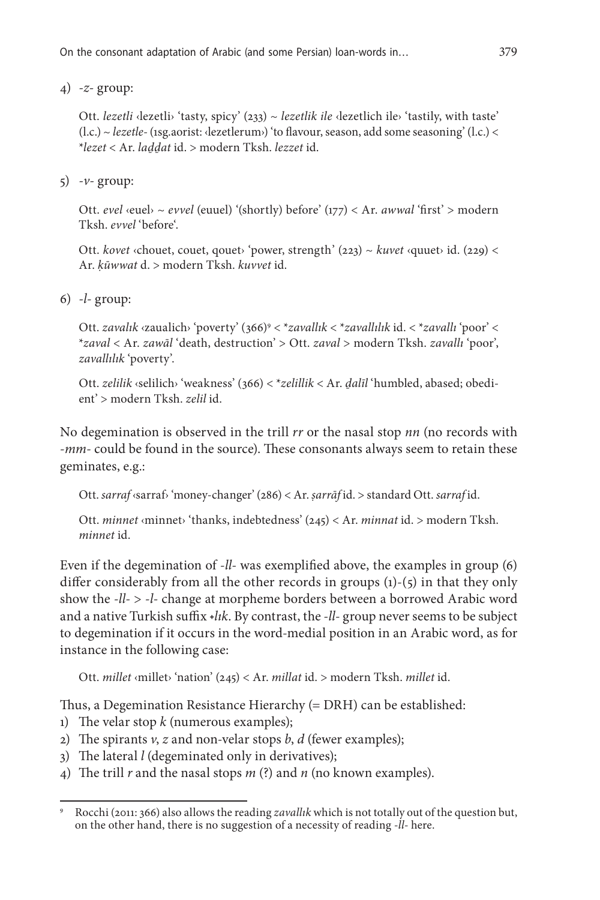4) *-z-* group:

Ott. *lezetli* ‹lezetli› 'tasty, spicy' (233) ~ *lezetlik ile* ‹lezetlich ile› 'tastily, with taste' (l.c.) ~ *lezetle-* (1sg.aorist: ‹lezetlerum›) 'to flavour, season, add some seasoning' (l.c.) < *\*lezet* < Ar. *laḏḏat* id. > modern Tksh. *lezzet* id.

5) *-v-* group:

Ott. *evel* ‹euel› ~ *evvel* (euuel) '(shortly) before' (177) < Ar. *awwal* 'first' > modern Tksh. *evvel* 'before'.

Ott. *kovet* ‹chouet, couet, qouet› 'power, strength' (223) ~ *kuvet* ‹quuet› id. (229) < Ar. *ḳūwwat* d. > modern Tksh. *kuvvet* id.

6) *-l-* group:

Ott. *zavalık* ‹zaualich› 'poverty' (366)[9] < *\*zavallık* < *\*zavallılık* id. < *\*zavallı* 'poor' < *\*zaval* < Ar. *zawāl* 'death, destruction' > Ott. *zaval* > modern Tksh. *zavallı* 'poor', *zavallılık* 'poverty'.

Ott. *zelilik* ‹selilich› 'weakness' (366) < *\*zelillik* < Ar. *ḏalīl* 'humbled, abased; obedient' > modern Tksh. *zelil* id.

No degemination is observed in the trill *rr* or the nasal stop *nn* (no records with *-mm-* could be found in the source). These consonants always seem to retain these geminates, e.g.:

Ott. *sarraf* ‹sarraf› 'money-changer' (286) < Ar. *ṣarrāf* id. > standard Ott. *sarraf* id.

Ott. *minnet* ‹minnet› 'thanks, indebtedness' (245) < Ar. *minnat* id. > modern Tksh. *minnet* id.

Even if the degemination of *-ll-* was exemplified above, the examples in group (6) differ considerably from all the other records in groups (1)-(5) in that they only show the *-ll-* > *-l-* change at morpheme borders between a borrowed Arabic word and a native Turkish suffix *+lık*. By contrast, the *-ll-* group never seems to be subject to degemination if it occurs in the word-medial position in an Arabic word, as for instance in the following case:

Ott. *millet* ‹millet› 'nation' (245) < Ar. *millat* id. > modern Tksh. *millet* id.

Thus, a Degemination Resistance Hierarchy (= DRH) can be established:

1) The velar stop *k* (numerous examples);
2) The spirants *v*, *z* and non-velar stops *b*, *d* (fewer examples);
3) The lateral *l* (degeminated only in derivatives);
4) The trill *r* and the nasal stops *m* (?) and *n* (no known examples).

---

[9] Rocchi (2011: 366) also allows the reading *zavallık* which is not totally out of the question but, on the other hand, there is no suggestion of a necessity of reading *-ll-* here.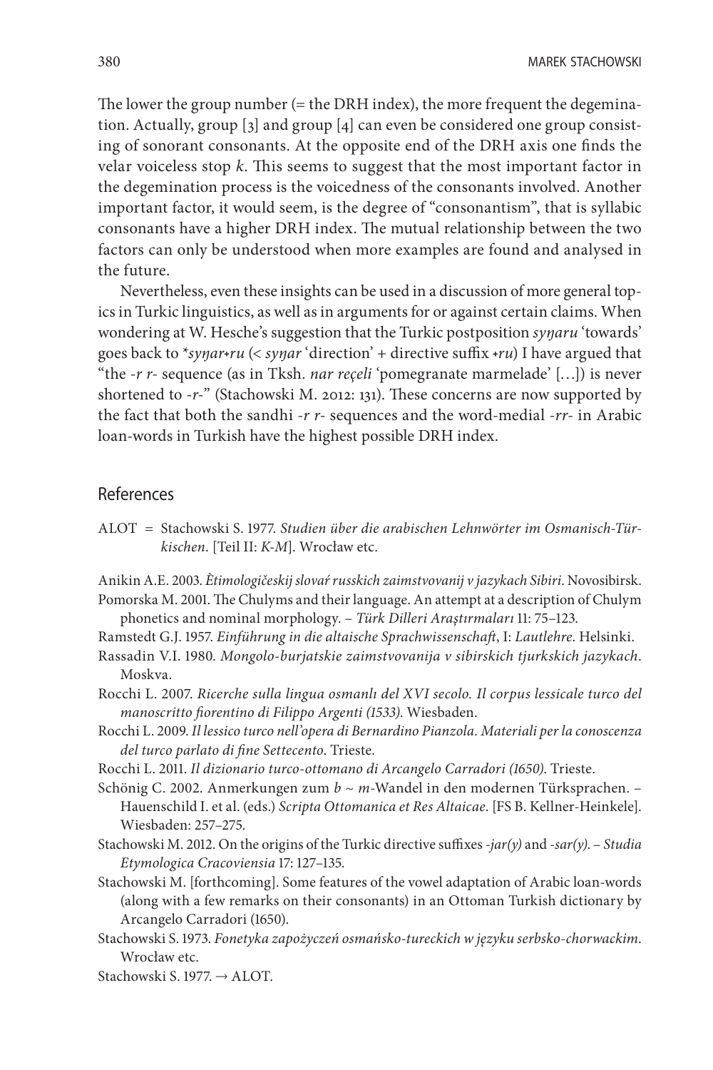The lower the group number (= the DRH index), the more frequent the degemination. Actually, group [3] and group [4] can even be considered one group consisting of sonorant consonants. At the opposite end of the DRH axis one finds the velar voiceless stop *k*. This seems to suggest that the most important factor in the degemination process is the voicedness of the consonants involved. Another important factor, it would seem, is the degree of "consonantism", that is syllabic consonants have a higher DRH index. The mutual relationship between the two factors can only be understood when more examples are found and analysed in the future.

Nevertheless, even these insights can be used in a discussion of more general topics in Turkic linguistics, as well as in arguments for or against certain claims. When wondering at W. Hesche's suggestion that the Turkic postposition *syŋaru* 'towards' goes back to \**syŋar+ru* (< *syŋar* 'direction' + directive suffix *+ru*) I have argued that "the *-r r-* sequence (as in Tksh. *nar reçeli* 'pomegranate marmelade' […]) is never shortened to *-r-*" (Stachowski M. 2012: 131). These concerns are now supported by the fact that both the sandhi *-r r-* sequences and the word-medial *-rr-* in Arabic loan-words in Turkish have the highest possible DRH index.

## References

ALOT = Stachowski S. 1977. *Studien über die arabischen Lehnwörter im Osmanisch-Türkischen*. [Teil II: *K-M*]. Wrocław etc.

Anikin A.E. 2003. *Ètimologičeskij slovaŕ russkich zaimstvovanij v jazykach Sibiri*. Novosibirsk.

Pomorska M. 2001. The Chulyms and their language. An attempt at a description of Chulym phonetics and nominal morphology. – *Türk Dilleri Araştırmaları* 11: 75–123.

Ramstedt G.J. 1957. *Einführung in die altaische Sprachwissenschaft*, I: *Lautlehre*. Helsinki.

Rassadin V.I. 1980. *Mongolo-burjatskie zaimstvovanija v sibirskich tjurkskich jazykach*. Moskva.

Rocchi L. 2007. *Ricerche sulla lingua osmanlı del XVI secolo. Il corpus lessicale turco del manoscritto fiorentino di Filippo Argenti (1533)*. Wiesbaden.

Rocchi L. 2009. *Il lessico turco nell'opera di Bernardino Pianzola. Materiali per la conoscenza del turco parlato di fine Settecento*. Trieste.

Rocchi L. 2011. *Il dizionario turco-ottomano di Arcangelo Carradori (1650)*. Trieste.

Schönig C. 2002. Anmerkungen zum *b ~ m*-Wandel in den modernen Türksprachen. – Hauenschild I. et al. (eds.) *Scripta Ottomanica et Res Altaicae*. [FS B. Kellner-Heinkele]. Wiesbaden: 257–275.

Stachowski M. 2012. On the origins of the Turkic directive suffixes *-jar(y)* and *-sar(y)*. – *Studia Etymologica Cracoviensia* 17: 127–135.

Stachowski M. [forthcoming]. Some features of the vowel adaptation of Arabic loan-words (along with a few remarks on their consonants) in an Ottoman Turkish dictionary by Arcangelo Carradori (1650).

Stachowski S. 1973. *Fonetyka zapożyczeń osmańsko-tureckich w języku serbsko-chorwackim*. Wrocław etc.

Stachowski S. 1977. → ALOT.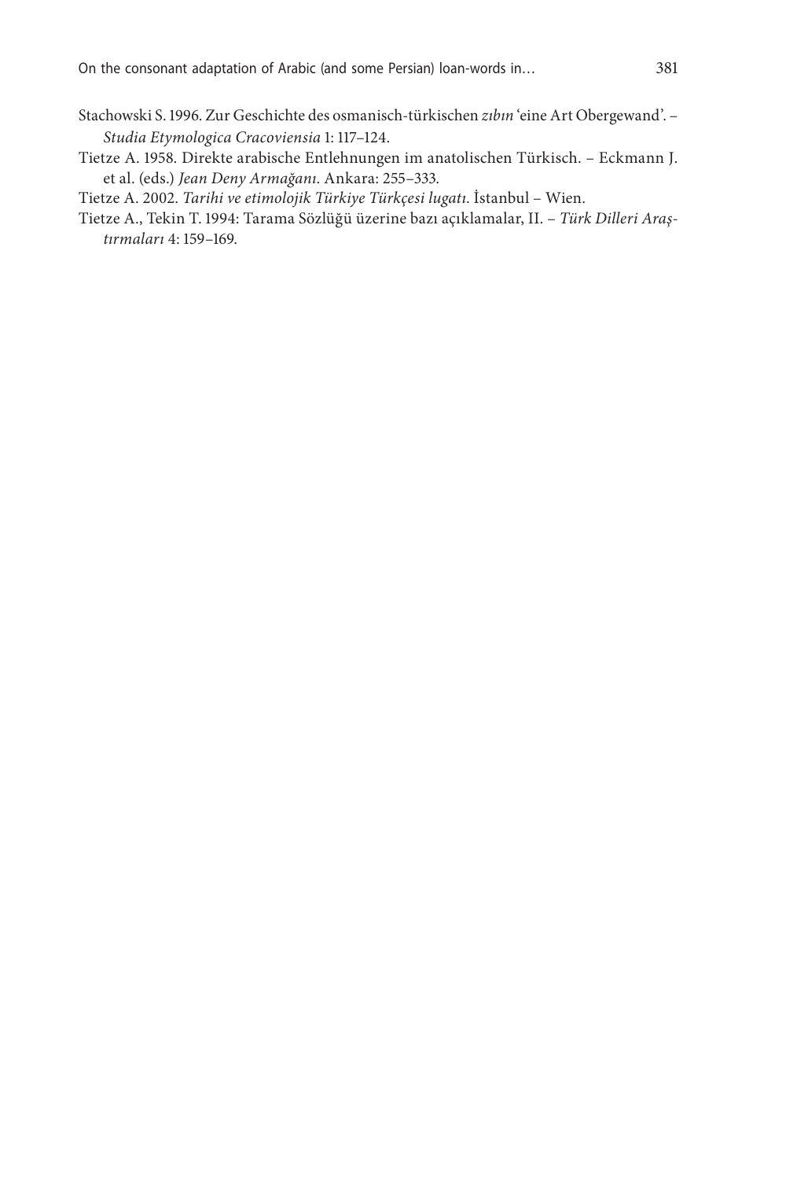Stachowski S. 1996. Zur Geschichte des osmanisch-türkischen *zıbın* 'eine Art Obergewand'. – *Studia Etymologica Cracoviensia* 1: 117–124.

Tietze A. 1958. Direkte arabische Entlehnungen im anatolischen Türkisch. – Eckmann J. et al. (eds.) *Jean Deny Armağanı*. Ankara: 255–333.

Tietze A. 2002. *Tarihi ve etimolojik Türkiye Türkçesi lugatı*. İstanbul – Wien.

Tietze A., Tekin T. 1994: Tarama Sözlüğü üzerine bazı açıklamalar, II. – *Türk Dilleri Araştırmaları* 4: 159–169.